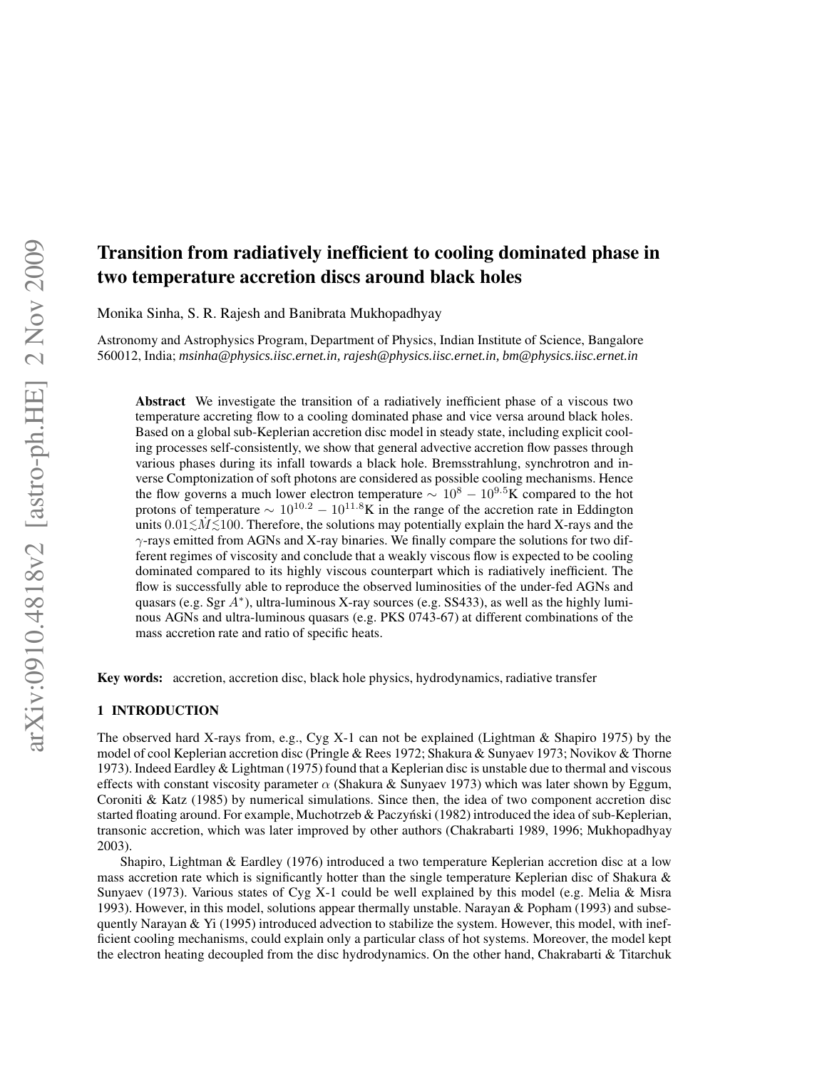# Transition from radiatively inefficient to cooling dominated phase in two temperature accretion discs around black holes

Monika Sinha, S. R. Rajesh and Banibrata Mukhopadhyay

Astronomy and Astrophysics Program, Department of Physics, Indian Institute of Science, Bangalore 560012, India; *msinha@physics.iisc.ernet.in, rajesh@physics.iisc.ernet.in, bm@physics.iisc.ernet.in*

**Abstract** We investigate the transition of a radiatively inefficient phase of a viscous two temperature accreting flow to a cooling dominated phase and vice versa around black holes. Based on a global sub-Keplerian accretion disc model in steady state, including explicit cooling processes self-consistently, we show that general advective accretion flow passes through various phases during its infall towards a black hole. Bremsstrahlung, synchrotron and inverse Comptonization of soft photons are considered as possible cooling mechanisms. Hence the flow governs a much lower electron temperature $\sim 10^8 - 10^{9.5}$K compared to the hot protons of temperature $\sim 10^{10.2} - 10^{11.8}$K in the range of the accretion rate in Eddington units $0.01 \lesssim \dot{M} \lesssim 100$. Therefore, the solutions may potentially explain the hard X-rays and the $\gamma$-rays emitted from AGNs and X-ray binaries. We finally compare the solutions for two different regimes of viscosity and conclude that a weakly viscous flow is expected to be cooling dominated compared to its highly viscous counterpart which is radiatively inefficient. The flow is successfully able to reproduce the observed luminosities of the under-fed AGNs and quasars (e.g. Sgr $A^*$), ultra-luminous X-ray sources (e.g. SS433), as well as the highly luminous AGNs and ultra-luminous quasars (e.g. PKS 0743-67) at different combinations of the mass accretion rate and ratio of specific heats.

**Key words:** accretion, accretion disc, black hole physics, hydrodynamics, radiative transfer

## 1 INTRODUCTION

The observed hard X-rays from, e.g., Cyg X-1 can not be explained (Lightman & Shapiro 1975) by the model of cool Keplerian accretion disc (Pringle & Rees 1972; Shakura & Sunyaev 1973; Novikov & Thorne 1973). Indeed Eardley & Lightman (1975) found that a Keplerian disc is unstable due to thermal and viscous effects with constant viscosity parameter $\alpha$ (Shakura & Sunyaev 1973) which was later shown by Eggum, Coroniti & Katz (1985) by numerical simulations. Since then, the idea of two component accretion disc started floating around. For example, Muchotrzeb & Paczyński (1982) introduced the idea of sub-Keplerian, transonic accretion, which was later improved by other authors (Chakrabarti 1989, 1996; Mukhopadhyay 2003).

Shapiro, Lightman & Eardley (1976) introduced a two temperature Keplerian accretion disc at a low mass accretion rate which is significantly hotter than the single temperature Keplerian disc of Shakura & Sunyaev (1973). Various states of Cyg X-1 could be well explained by this model (e.g. Melia & Misra 1993). However, in this model, solutions appear thermally unstable. Narayan & Popham (1993) and subsequently Narayan & Yi (1995) introduced advection to stabilize the system. However, this model, with inefficient cooling mechanisms, could explain only a particular class of hot systems. Moreover, the model kept the electron heating decoupled from the disc hydrodynamics. On the other hand, Chakrabarti & Titarchuk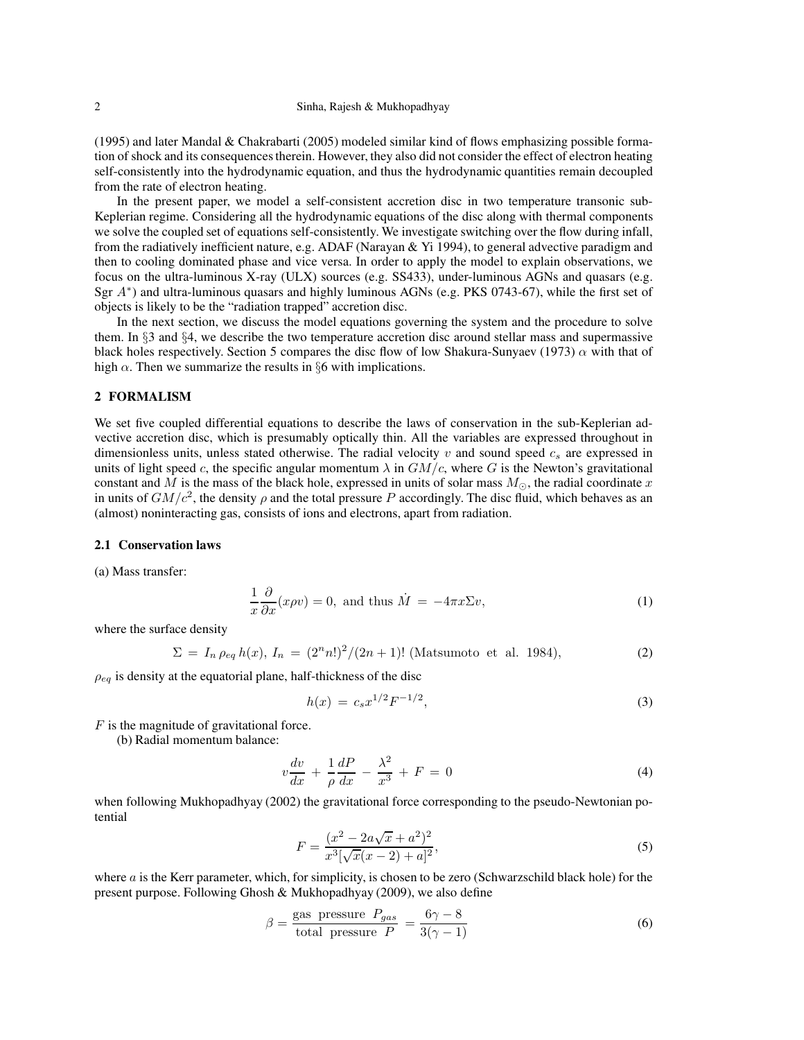(1995) and later Mandal & Chakrabarti (2005) modeled similar kind of flows emphasizing possible formation of shock and its consequences therein. However, they also did not consider the effect of electron heating self-consistently into the hydrodynamic equation, and thus the hydrodynamic quantities remain decoupled from the rate of electron heating.

In the present paper, we model a self-consistent accretion disc in two temperature transonic sub-Keplerian regime. Considering all the hydrodynamic equations of the disc along with thermal components we solve the coupled set of equations self-consistently. We investigate switching over the flow during infall, from the radiatively inefficient nature, e.g. ADAF (Narayan & Yi 1994), to general advective paradigm and then to cooling dominated phase and vice versa. In order to apply the model to explain observations, we focus on the ultra-luminous X-ray (ULX) sources (e.g. SS433), under-luminous AGNs and quasars (e.g. Sgr $A^*$) and ultra-luminous quasars and highly luminous AGNs (e.g. PKS 0743-67), while the first set of objects is likely to be the "radiation trapped" accretion disc.

In the next section, we discuss the model equations governing the system and the procedure to solve them. In §3 and §4, we describe the two temperature accretion disc around stellar mass and supermassive black holes respectively. Section 5 compares the disc flow of low Shakura-Sunyaev (1973) $\alpha$ with that of high $\alpha$. Then we summarize the results in §6 with implications.

## 2 FORMALISM

We set five coupled differential equations to describe the laws of conservation in the sub-Keplerian advective accretion disc, which is presumably optically thin. All the variables are expressed throughout in dimensionless units, unless stated otherwise. The radial velocity $v$ and sound speed $c_s$ are expressed in units of light speed $c$, the specific angular momentum $\lambda$ in $GM/c$, where $G$ is the Newton's gravitational constant and $M$ is the mass of the black hole, expressed in units of solar mass $M_\odot$, the radial coordinate $x$ in units of $GM/c^2$, the density $\rho$ and the total pressure $P$ accordingly. The disc fluid, which behaves as an (almost) noninteracting gas, consists of ions and electrons, apart from radiation.

### 2.1 Conservation laws

(a) Mass transfer:

$$\frac{1}{x}\frac{\partial}{\partial x}(x\rho v) = 0, \text{ and thus } \dot{M} = -4\pi x \Sigma v, \tag{1}$$

where the surface density

$$\Sigma = I_n \, \rho_{eq} \, h(x), \; I_n = (2^n n!)^2/(2n+1)! \text{ (Matsumoto et al. 1984)}, \tag{2}$$

$\rho_{eq}$ is density at the equatorial plane, half-thickness of the disc

$$h(x) = c_s x^{1/2} F^{-1/2}, \tag{3}$$

$F$ is the magnitude of gravitational force.

(b) Radial momentum balance:

$$v\frac{dv}{dx} + \frac{1}{\rho}\frac{dP}{dx} - \frac{\lambda^2}{x^3} + F = 0 \tag{4}$$

when following Mukhopadhyay (2002) the gravitational force corresponding to the pseudo-Newtonian potential

$$F = \frac{(x^2 - 2a\sqrt{x} + a^2)^2}{x^3[\sqrt{x}(x-2)+a]^2}, \tag{5}$$

where $a$ is the Kerr parameter, which, for simplicity, is chosen to be zero (Schwarzschild black hole) for the present purpose. Following Ghosh & Mukhopadhyay (2009), we also define

$$\beta = \frac{\text{gas pressure } P_{gas}}{\text{total pressure } P} = \frac{6\gamma - 8}{3(\gamma - 1)} \tag{6}$$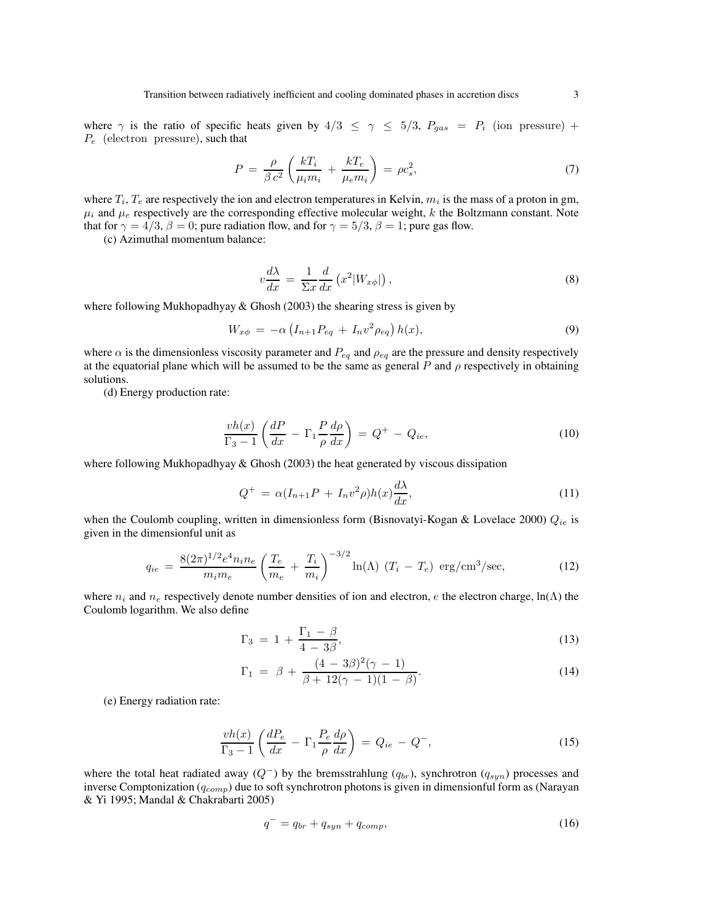where $\gamma$ is the ratio of specific heats given by $4/3 \leq \gamma \leq 5/3$, $P_{gas} = P_i$ (ion pressure) + $P_e$ (electron pressure), such that

$$P = \frac{\rho}{\beta c^2}\left(\frac{kT_i}{\mu_i m_i} + \frac{kT_e}{\mu_e m_i}\right) = \rho c_s^2, \tag{7}$$

where $T_i, T_e$ are respectively the ion and electron temperatures in Kelvin, $m_i$ is the mass of a proton in gm, $\mu_i$ and $\mu_e$ respectively are the corresponding effective molecular weight, $k$ the Boltzmann constant. Note that for $\gamma = 4/3, \beta = 0$; pure radiation flow, and for $\gamma = 5/3, \beta = 1$; pure gas flow.

(c) Azimuthal momentum balance:

$$v\frac{d\lambda}{dx} = \frac{1}{\Sigma x}\frac{d}{dx}\left(x^2|W_{x\phi}|\right), \tag{8}$$

where following Mukhopadhyay & Ghosh (2003) the shearing stress is given by

$$W_{x\phi} = -\alpha\left(I_{n+1}P_{eq} + I_n v^2 \rho_{eq}\right)h(x), \tag{9}$$

where $\alpha$ is the dimensionless viscosity parameter and $P_{eq}$ and $\rho_{eq}$ are the pressure and density respectively at the equatorial plane which will be assumed to be the same as general $P$ and $\rho$ respectively in obtaining solutions.

(d) Energy production rate:

$$\frac{vh(x)}{\Gamma_3 - 1}\left(\frac{dP}{dx} - \Gamma_1\frac{P}{\rho}\frac{d\rho}{dx}\right) = Q^+ - Q_{ie}, \tag{10}$$

where following Mukhopadhyay & Ghosh (2003) the heat generated by viscous dissipation

$$Q^+ = \alpha(I_{n+1}P + I_n v^2\rho)h(x)\frac{d\lambda}{dx}, \tag{11}$$

when the Coulomb coupling, written in dimensionless form (Bisnovatyi-Kogan & Lovelace 2000) $Q_{ie}$ is given in the dimensionful unit as

$$q_{ie} = \frac{8(2\pi)^{1/2}e^4 n_i n_e}{m_i m_e}\left(\frac{T_e}{m_e} + \frac{T_i}{m_i}\right)^{-3/2}\ln(\Lambda)\ (T_i - T_e)\ \text{erg/cm}^3\text{/sec}, \tag{12}$$

where $n_i$ and $n_e$ respectively denote number densities of ion and electron, $e$ the electron charge, $\ln(\Lambda)$ the Coulomb logarithm. We also define

$$\Gamma_3 = 1 + \frac{\Gamma_1 - \beta}{4 - 3\beta}, \tag{13}$$

$$\Gamma_1 = \beta + \frac{(4 - 3\beta)^2(\gamma - 1)}{\beta + 12(\gamma - 1)(1 - \beta)}. \tag{14}$$

(e) Energy radiation rate:

$$\frac{vh(x)}{\Gamma_3 - 1}\left(\frac{dP_e}{dx} - \Gamma_1\frac{P_e}{\rho}\frac{d\rho}{dx}\right) = Q_{ie} - Q^-, \tag{15}$$

where the total heat radiated away ($Q^-$) by the bremsstrahlung ($q_{br}$), synchrotron ($q_{syn}$) processes and inverse Comptonization ($q_{comp}$) due to soft synchrotron photons is given in dimensionful form as (Narayan & Yi 1995; Mandal & Chakrabarti 2005)

$$q^- = q_{br} + q_{syn} + q_{comp}, \tag{16}$$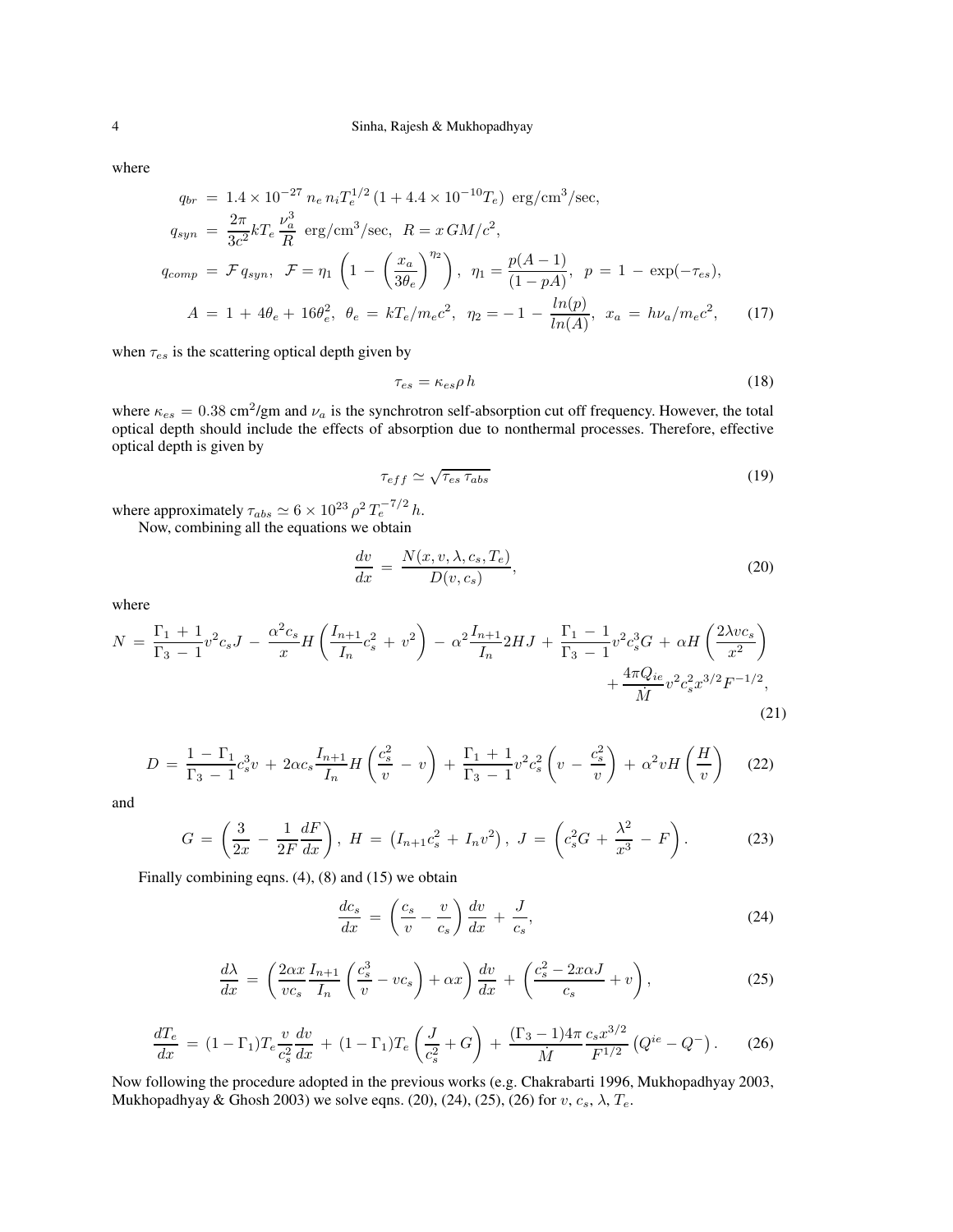where

$$
\begin{aligned}
q_{br} &= 1.4 \times 10^{-27}\, n_e\, n_i T_e^{1/2}\,(1 + 4.4 \times 10^{-10} T_e)\ \text{erg/cm}^3\text{/sec}, \\
q_{syn} &= \frac{2\pi}{3c^2} k T_e \frac{\nu_a^3}{R}\ \text{erg/cm}^3\text{/sec},\ \ R = x\, GM/c^2, \\
q_{comp} &= \mathcal{F}\, q_{syn},\ \ \mathcal{F} = \eta_1 \left(1 - \left(\frac{x_a}{3\theta_e}\right)^{\eta_2}\right),\ \ \eta_1 = \frac{p(A-1)}{(1-pA)},\ \ p = 1 - \exp(-\tau_{es}), \\
A &= 1 + 4\theta_e + 16\theta_e^2,\ \ \theta_e = kT_e/m_e c^2,\ \ \eta_2 = -1 - \frac{ln(p)}{ln(A)},\ \ x_a = h\nu_a/m_e c^2,
\end{aligned} \tag{17}
$$

when $\tau_{es}$ is the scattering optical depth given by

$$
\tau_{es} = \kappa_{es} \rho\, h \tag{18}
$$

where $\kappa_{es} = 0.38$ cm$^2$/gm and $\nu_a$ is the synchrotron self-absorption cut off frequency. However, the total optical depth should include the effects of absorption due to nonthermal processes. Therefore, effective optical depth is given by

$$
\tau_{eff} \simeq \sqrt{\tau_{es}\, \tau_{abs}} \tag{19}
$$

where approximately $\tau_{abs} \simeq 6 \times 10^{23}\, \rho^2\, T_e^{-7/2}\, h$.

Now, combining all the equations we obtain

$$
\frac{dv}{dx} = \frac{N(x, v, \lambda, c_s, T_e)}{D(v, c_s)}, \tag{20}
$$

where

$$
\begin{aligned}
N = \frac{\Gamma_1 + 1}{\Gamma_3 - 1} v^2 c_s J - \frac{\alpha^2 c_s}{x} H \left(\frac{I_{n+1}}{I_n} c_s^2 + v^2\right) - \alpha^2 \frac{I_{n+1}}{I_n} 2HJ + \frac{\Gamma_1 - 1}{\Gamma_3 - 1} v^2 c_s^3 G + \alpha H \left(\frac{2\lambda v c_s}{x^2}\right) \\
+ \frac{4\pi Q_{ie}}{\dot{M}} v^2 c_s^2 x^{3/2} F^{-1/2},
\end{aligned} \tag{21}
$$

$$
D = \frac{1 - \Gamma_1}{\Gamma_3 - 1} c_s^3 v + 2\alpha c_s \frac{I_{n+1}}{I_n} H \left(\frac{c_s^2}{v} - v\right) + \frac{\Gamma_1 + 1}{\Gamma_3 - 1} v^2 c_s^2 \left(v - \frac{c_s^2}{v}\right) + \alpha^2 v H \left(\frac{H}{v}\right) \tag{22}
$$

and

$$
G = \left(\frac{3}{2x} - \frac{1}{2F}\frac{dF}{dx}\right),\ H = \left(I_{n+1} c_s^2 + I_n v^2\right),\ J = \left(c_s^2 G + \frac{\lambda^2}{x^3} - F\right). \tag{23}
$$

Finally combining eqns. (4), (8) and (15) we obtain

$$
\frac{dc_s}{dx} = \left(\frac{c_s}{v} - \frac{v}{c_s}\right)\frac{dv}{dx} + \frac{J}{c_s}, \tag{24}
$$

$$
\frac{d\lambda}{dx} = \left(\frac{2\alpha x}{v c_s}\frac{I_{n+1}}{I_n}\left(\frac{c_s^3}{v} - v c_s\right) + \alpha x\right)\frac{dv}{dx} + \left(\frac{c_s^2 - 2x\alpha J}{c_s} + v\right), \tag{25}
$$

$$
\frac{dT_e}{dx} = (1 - \Gamma_1) T_e \frac{v}{c_s^2}\frac{dv}{dx} + (1 - \Gamma_1) T_e \left(\frac{J}{c_s^2} + G\right) + \frac{(\Gamma_3 - 1)4\pi}{\dot{M}}\frac{c_s x^{3/2}}{F^{1/2}}\left(Q^{ie} - Q^{-}\right). \tag{26}
$$

Now following the procedure adopted in the previous works (e.g. Chakrabarti 1996, Mukhopadhyay 2003, Mukhopadhyay & Ghosh 2003) we solve eqns. (20), (24), (25), (26) for $v$, $c_s$, $\lambda$, $T_e$.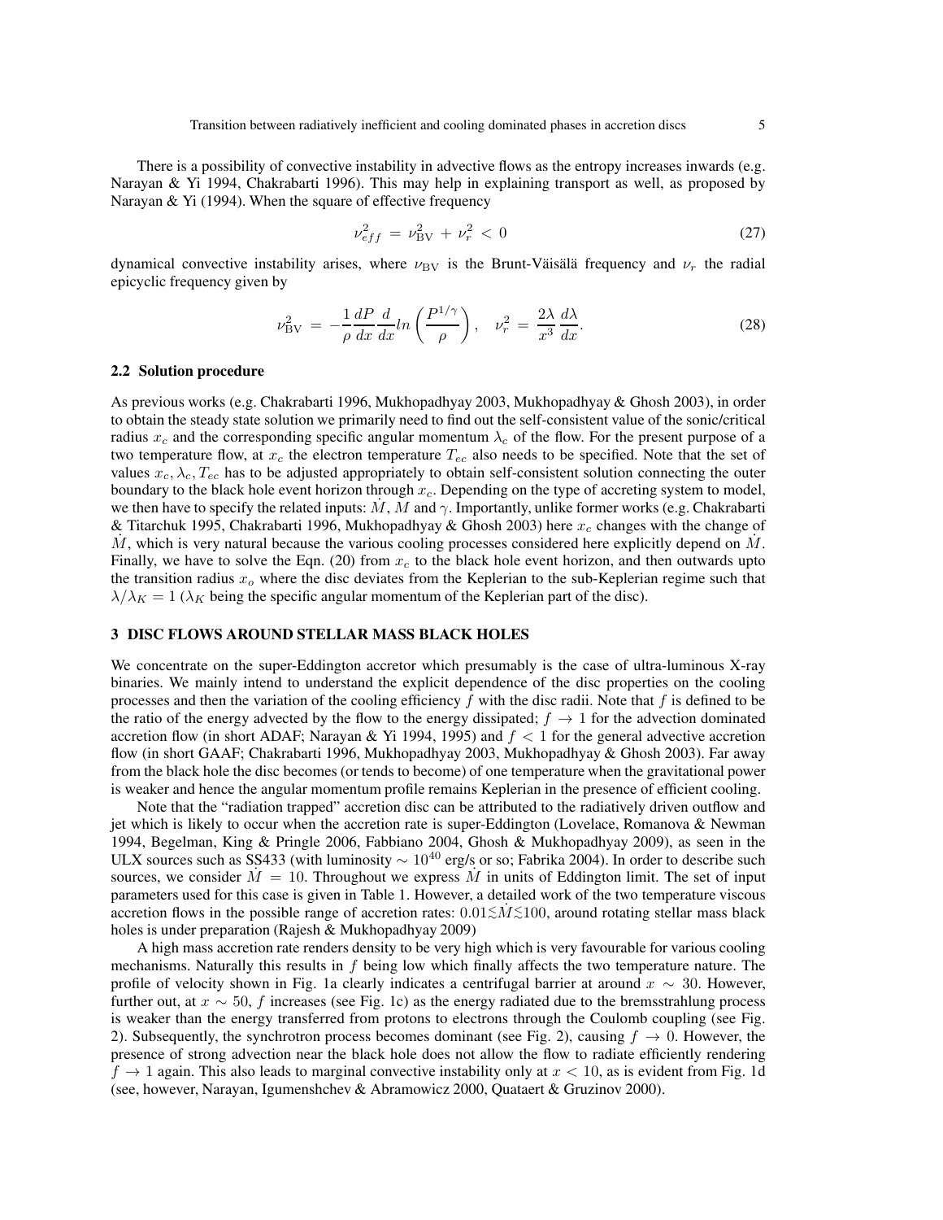There is a possibility of convective instability in advective flows as the entropy increases inwards (e.g. Narayan & Yi 1994, Chakrabarti 1996). This may help in explaining transport as well, as proposed by Narayan & Yi (1994). When the square of effective frequency

$$\nu_{eff}^2 = \nu_{\rm BV}^2 + \nu_r^2 < 0 \tag{27}$$

dynamical convective instability arises, where $\nu_{\rm BV}$ is the Brunt-Väisälä frequency and $\nu_r$ the radial epicyclic frequency given by

$$\nu_{\rm BV}^2 = -\frac{1}{\rho}\frac{dP}{dx}\frac{d}{dx}ln\left(\frac{P^{1/\gamma}}{\rho}\right), \quad \nu_r^2 = \frac{2\lambda}{x^3}\frac{d\lambda}{dx}. \tag{28}$$

### 2.2 Solution procedure

As previous works (e.g. Chakrabarti 1996, Mukhopadhyay 2003, Mukhopadhyay & Ghosh 2003), in order to obtain the steady state solution we primarily need to find out the self-consistent value of the sonic/critical radius $x_c$ and the corresponding specific angular momentum $\lambda_c$ of the flow. For the present purpose of a two temperature flow, at $x_c$ the electron temperature $T_{ec}$ also needs to be specified. Note that the set of values $x_c, \lambda_c, T_{ec}$ has to be adjusted appropriately to obtain self-consistent solution connecting the outer boundary to the black hole event horizon through $x_c$. Depending on the type of accreting system to model, we then have to specify the related inputs: $\dot{M}$, $M$ and $\gamma$. Importantly, unlike former works (e.g. Chakrabarti & Titarchuk 1995, Chakrabarti 1996, Mukhopadhyay & Ghosh 2003) here $x_c$ changes with the change of $\dot{M}$, which is very natural because the various cooling processes considered here explicitly depend on $\dot{M}$. Finally, we have to solve the Eqn. (20) from $x_c$ to the black hole event horizon, and then outwards upto the transition radius $x_o$ where the disc deviates from the Keplerian to the sub-Keplerian regime such that $\lambda/\lambda_K = 1$ ($\lambda_K$ being the specific angular momentum of the Keplerian part of the disc).

## 3 DISC FLOWS AROUND STELLAR MASS BLACK HOLES

We concentrate on the super-Eddington accretor which presumably is the case of ultra-luminous X-ray binaries. We mainly intend to understand the explicit dependence of the disc properties on the cooling processes and then the variation of the cooling efficiency $f$ with the disc radii. Note that $f$ is defined to be the ratio of the energy advected by the flow to the energy dissipated; $f \to 1$ for the advection dominated accretion flow (in short ADAF; Narayan & Yi 1994, 1995) and $f < 1$ for the general advective accretion flow (in short GAAF; Chakrabarti 1996, Mukhopadhyay 2003, Mukhopadhyay & Ghosh 2003). Far away from the black hole the disc becomes (or tends to become) of one temperature when the gravitational power is weaker and hence the angular momentum profile remains Keplerian in the presence of efficient cooling.

Note that the "radiation trapped" accretion disc can be attributed to the radiatively driven outflow and jet which is likely to occur when the accretion rate is super-Eddington (Lovelace, Romanova & Newman 1994, Begelman, King & Pringle 2006, Fabbiano 2004, Ghosh & Mukhopadhyay 2009), as seen in the ULX sources such as SS433 (with luminosity $\sim 10^{40}$ erg/s or so; Fabrika 2004). In order to describe such sources, we consider $\dot{M} = 10$. Throughout we express $\dot{M}$ in units of Eddington limit. The set of input parameters used for this case is given in Table 1. However, a detailed work of the two temperature viscous accretion flows in the possible range of accretion rates: $0.01 \lesssim \dot{M} \lesssim 100$, around rotating stellar mass black holes is under preparation (Rajesh & Mukhopadhyay 2009)

A high mass accretion rate renders density to be very high which is very favourable for various cooling mechanisms. Naturally this results in $f$ being low which finally affects the two temperature nature. The profile of velocity shown in Fig. 1a clearly indicates a centrifugal barrier at around $x \sim 30$. However, further out, at $x \sim 50$, $f$ increases (see Fig. 1c) as the energy radiated due to the bremsstrahlung process is weaker than the energy transferred from protons to electrons through the Coulomb coupling (see Fig. 2). Subsequently, the synchrotron process becomes dominant (see Fig. 2), causing $f \to 0$. However, the presence of strong advection near the black hole does not allow the flow to radiate efficiently rendering $f \to 1$ again. This also leads to marginal convective instability only at $x < 10$, as is evident from Fig. 1d (see, however, Narayan, Igumenshchev & Abramowicz 2000, Quataert & Gruzinov 2000).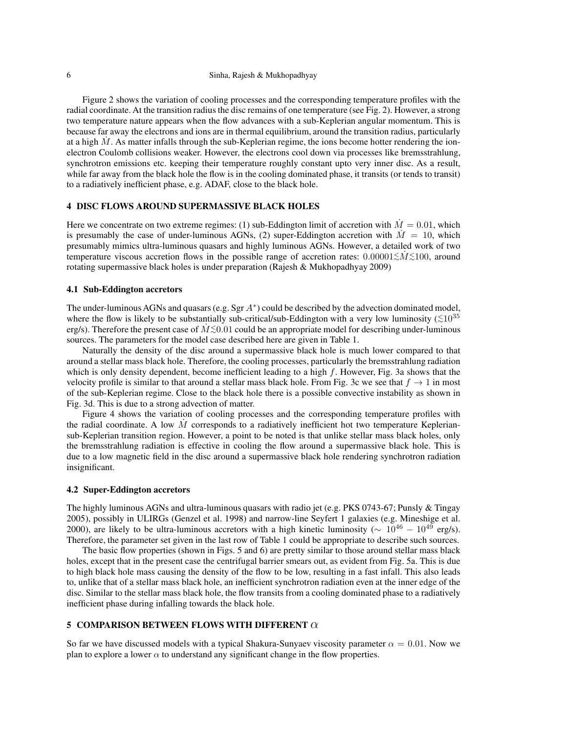Figure 2 shows the variation of cooling processes and the corresponding temperature profiles with the radial coordinate. At the transition radius the disc remains of one temperature (see Fig. 2). However, a strong two temperature nature appears when the flow advances with a sub-Keplerian angular momentum. This is because far away the electrons and ions are in thermal equilibrium, around the transition radius, particularly at a high $\dot{M}$. As matter infalls through the sub-Keplerian regime, the ions become hotter rendering the ion-electron Coulomb collisions weaker. However, the electrons cool down via processes like bremsstrahlung, synchrotron emissions etc. keeping their temperature roughly constant upto very inner disc. As a result, while far away from the black hole the flow is in the cooling dominated phase, it transits (or tends to transit) to a radiatively inefficient phase, e.g. ADAF, close to the black hole.

## 4 DISC FLOWS AROUND SUPERMASSIVE BLACK HOLES

Here we concentrate on two extreme regimes: (1) sub-Eddington limit of accretion with $\dot{M} = 0.01$, which is presumably the case of under-luminous AGNs, (2) super-Eddington accretion with $\dot{M} = 10$, which presumably mimics ultra-luminous quasars and highly luminous AGNs. However, a detailed work of two temperature viscous accretion flows in the possible range of accretion rates: $0.00001 \lesssim \dot{M} \lesssim 100$, around rotating supermassive black holes is under preparation (Rajesh & Mukhopadhyay 2009)

### 4.1 Sub-Eddington accretors

The under-luminous AGNs and quasars (e.g. Sgr $A^*$) could be described by the advection dominated model, where the flow is likely to be substantially sub-critical/sub-Eddington with a very low luminosity ($\lesssim 10^{35}$ erg/s). Therefore the present case of $\dot{M} \lesssim 0.01$ could be an appropriate model for describing under-luminous sources. The parameters for the model case described here are given in Table 1.

Naturally the density of the disc around a supermassive black hole is much lower compared to that around a stellar mass black hole. Therefore, the cooling processes, particularly the bremsstrahlung radiation which is only density dependent, become inefficient leading to a high $f$. However, Fig. 3a shows that the velocity profile is similar to that around a stellar mass black hole. From Fig. 3c we see that $f \rightarrow 1$ in most of the sub-Keplerian regime. Close to the black hole there is a possible convective instability as shown in Fig. 3d. This is due to a strong advection of matter.

Figure 4 shows the variation of cooling processes and the corresponding temperature profiles with the radial coordinate. A low $\dot{M}$ corresponds to a radiatively inefficient hot two temperature Keplerian-sub-Keplerian transition region. However, a point to be noted is that unlike stellar mass black holes, only the bremsstrahlung radiation is effective in cooling the flow around a supermassive black hole. This is due to a low magnetic field in the disc around a supermassive black hole rendering synchrotron radiation insignificant.

### 4.2 Super-Eddington accretors

The highly luminous AGNs and ultra-luminous quasars with radio jet (e.g. PKS 0743-67; Punsly & Tingay 2005), possibly in ULIRGs (Genzel et al. 1998) and narrow-line Seyfert 1 galaxies (e.g. Mineshige et al. 2000), are likely to be ultra-luminous accretors with a high kinetic luminosity ($\sim 10^{46} - 10^{49}$ erg/s). Therefore, the parameter set given in the last row of Table 1 could be appropriate to describe such sources.

The basic flow properties (shown in Figs. 5 and 6) are pretty similar to those around stellar mass black holes, except that in the present case the centrifugal barrier smears out, as evident from Fig. 5a. This is due to high black hole mass causing the density of the flow to be low, resulting in a fast infall. This also leads to, unlike that of a stellar mass black hole, an inefficient synchrotron radiation even at the inner edge of the disc. Similar to the stellar mass black hole, the flow transits from a cooling dominated phase to a radiatively inefficient phase during infalling towards the black hole.

## 5 COMPARISON BETWEEN FLOWS WITH DIFFERENT $\alpha$

So far we have discussed models with a typical Shakura-Sunyaev viscosity parameter $\alpha = 0.01$. Now we plan to explore a lower $\alpha$ to understand any significant change in the flow properties.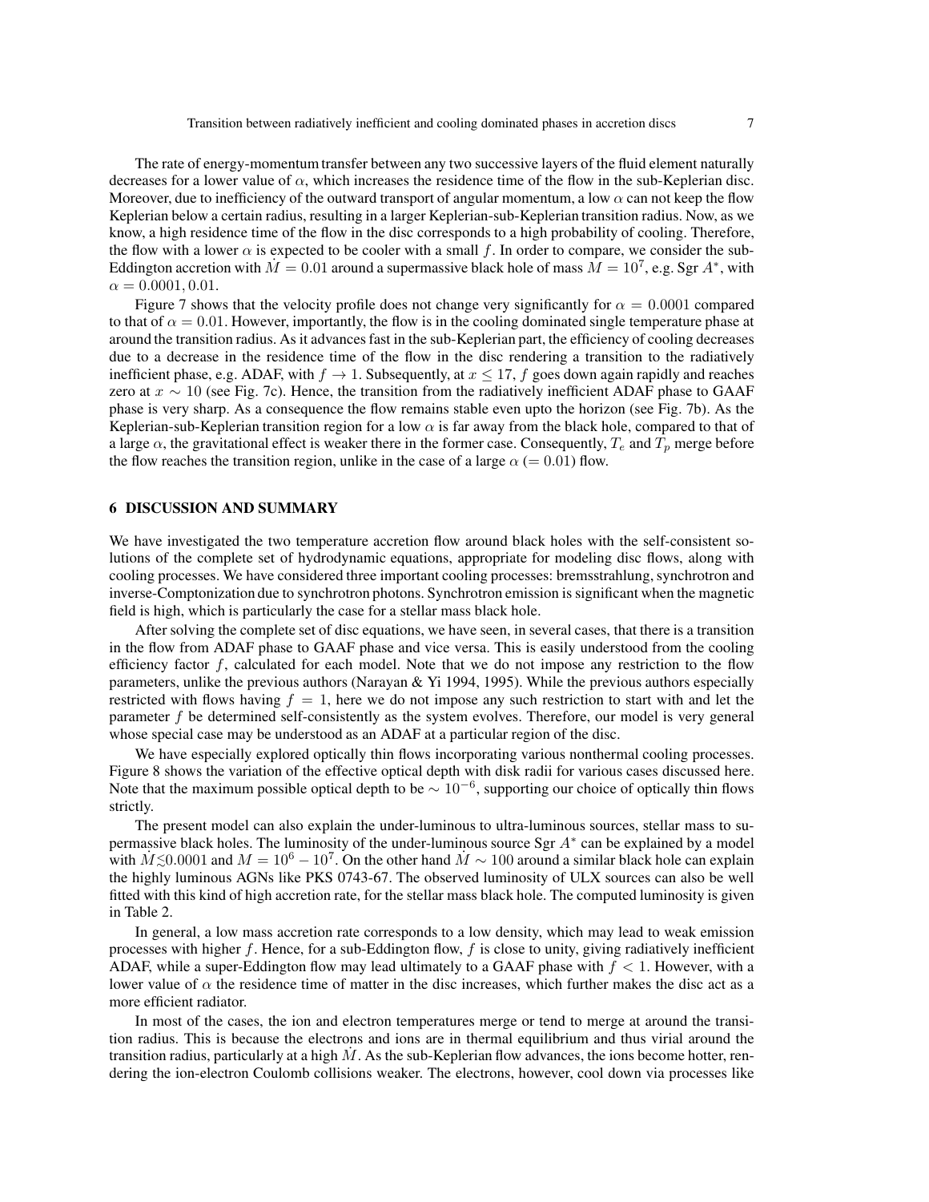The rate of energy-momentum transfer between any two successive layers of the fluid element naturally decreases for a lower value of $\alpha$, which increases the residence time of the flow in the sub-Keplerian disc. Moreover, due to inefficiency of the outward transport of angular momentum, a low $\alpha$ can not keep the flow Keplerian below a certain radius, resulting in a larger Keplerian-sub-Keplerian transition radius. Now, as we know, a high residence time of the flow in the disc corresponds to a high probability of cooling. Therefore, the flow with a lower $\alpha$ is expected to be cooler with a small $f$. In order to compare, we consider the sub-Eddington accretion with $\dot{M} = 0.01$ around a supermassive black hole of mass $M = 10^7$, e.g. Sgr $A^*$, with $\alpha = 0.0001, 0.01$.

Figure 7 shows that the velocity profile does not change very significantly for $\alpha = 0.0001$ compared to that of $\alpha = 0.01$. However, importantly, the flow is in the cooling dominated single temperature phase at around the transition radius. As it advances fast in the sub-Keplerian part, the efficiency of cooling decreases due to a decrease in the residence time of the flow in the disc rendering a transition to the radiatively inefficient phase, e.g. ADAF, with $f \to 1$. Subsequently, at $x \leq 17$, $f$ goes down again rapidly and reaches zero at $x \sim 10$ (see Fig. 7c). Hence, the transition from the radiatively inefficient ADAF phase to GAAF phase is very sharp. As a consequence the flow remains stable even upto the horizon (see Fig. 7b). As the Keplerian-sub-Keplerian transition region for a low $\alpha$ is far away from the black hole, compared to that of a large $\alpha$, the gravitational effect is weaker there in the former case. Consequently, $T_e$ and $T_p$ merge before the flow reaches the transition region, unlike in the case of a large $\alpha$ ($= 0.01$) flow.

## 6 DISCUSSION AND SUMMARY

We have investigated the two temperature accretion flow around black holes with the self-consistent solutions of the complete set of hydrodynamic equations, appropriate for modeling disc flows, along with cooling processes. We have considered three important cooling processes: bremsstrahlung, synchrotron and inverse-Comptonization due to synchrotron photons. Synchrotron emission is significant when the magnetic field is high, which is particularly the case for a stellar mass black hole.

After solving the complete set of disc equations, we have seen, in several cases, that there is a transition in the flow from ADAF phase to GAAF phase and vice versa. This is easily understood from the cooling efficiency factor $f$, calculated for each model. Note that we do not impose any restriction to the flow parameters, unlike the previous authors (Narayan & Yi 1994, 1995). While the previous authors especially restricted with flows having $f = 1$, here we do not impose any such restriction to start with and let the parameter $f$ be determined self-consistently as the system evolves. Therefore, our model is very general whose special case may be understood as an ADAF at a particular region of the disc.

We have especially explored optically thin flows incorporating various nonthermal cooling processes. Figure 8 shows the variation of the effective optical depth with disk radii for various cases discussed here. Note that the maximum possible optical depth to be $\sim 10^{-6}$, supporting our choice of optically thin flows strictly.

The present model can also explain the under-luminous to ultra-luminous sources, stellar mass to supermassive black holes. The luminosity of the under-luminous source Sgr $A^*$ can be explained by a model with $\dot{M} \lesssim 0.0001$ and $M = 10^6 - 10^7$. On the other hand $\dot{M} \sim 100$ around a similar black hole can explain the highly luminous AGNs like PKS 0743-67. The observed luminosity of ULX sources can also be well fitted with this kind of high accretion rate, for the stellar mass black hole. The computed luminosity is given in Table 2.

In general, a low mass accretion rate corresponds to a low density, which may lead to weak emission processes with higher $f$. Hence, for a sub-Eddington flow, $f$ is close to unity, giving radiatively inefficient ADAF, while a super-Eddington flow may lead ultimately to a GAAF phase with $f < 1$. However, with a lower value of $\alpha$ the residence time of matter in the disc increases, which further makes the disc act as a more efficient radiator.

In most of the cases, the ion and electron temperatures merge or tend to merge at around the transition radius. This is because the electrons and ions are in thermal equilibrium and thus virial around the transition radius, particularly at a high $\dot{M}$. As the sub-Keplerian flow advances, the ions become hotter, rendering the ion-electron Coulomb collisions weaker. The electrons, however, cool down via processes like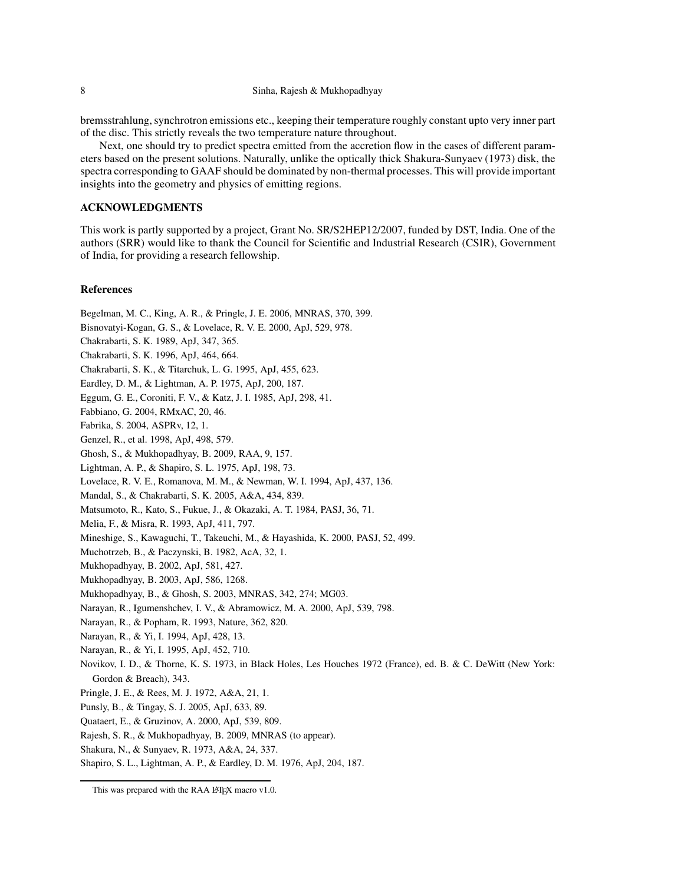bremsstrahlung, synchrotron emissions etc., keeping their temperature roughly constant upto very inner part of the disc. This strictly reveals the two temperature nature throughout.

Next, one should try to predict spectra emitted from the accretion flow in the cases of different parameters based on the present solutions. Naturally, unlike the optically thick Shakura-Sunyaev (1973) disk, the spectra corresponding to GAAF should be dominated by non-thermal processes. This will provide important insights into the geometry and physics of emitting regions.

## ACKNOWLEDGMENTS

This work is partly supported by a project, Grant No. SR/S2HEP12/2007, funded by DST, India. One of the authors (SRR) would like to thank the Council for Scientific and Industrial Research (CSIR), Government of India, for providing a research fellowship.

## References

Begelman, M. C., King, A. R., & Pringle, J. E. 2006, MNRAS, 370, 399.
Bisnovatyi-Kogan, G. S., & Lovelace, R. V. E. 2000, ApJ, 529, 978.
Chakrabarti, S. K. 1989, ApJ, 347, 365.
Chakrabarti, S. K. 1996, ApJ, 464, 664.
Chakrabarti, S. K., & Titarchuk, L. G. 1995, ApJ, 455, 623.
Eardley, D. M., & Lightman, A. P. 1975, ApJ, 200, 187.
Eggum, G. E., Coroniti, F. V., & Katz, J. I. 1985, ApJ, 298, 41.
Fabbiano, G. 2004, RMxAC, 20, 46.
Fabrika, S. 2004, ASPRv, 12, 1.
Genzel, R., et al. 1998, ApJ, 498, 579.
Ghosh, S., & Mukhopadhyay, B. 2009, RAA, 9, 157.
Lightman, A. P., & Shapiro, S. L. 1975, ApJ, 198, 73.
Lovelace, R. V. E., Romanova, M. M., & Newman, W. I. 1994, ApJ, 437, 136.
Mandal, S., & Chakrabarti, S. K. 2005, A&A, 434, 839.
Matsumoto, R., Kato, S., Fukue, J., & Okazaki, A. T. 1984, PASJ, 36, 71.
Melia, F., & Misra, R. 1993, ApJ, 411, 797.
Mineshige, S., Kawaguchi, T., Takeuchi, M., & Hayashida, K. 2000, PASJ, 52, 499.
Muchotrzeb, B., & Paczynski, B. 1982, AcA, 32, 1.
Mukhopadhyay, B. 2002, ApJ, 581, 427.
Mukhopadhyay, B. 2003, ApJ, 586, 1268.
Mukhopadhyay, B., & Ghosh, S. 2003, MNRAS, 342, 274; MG03.
Narayan, R., Igumenshchev, I. V., & Abramowicz, M. A. 2000, ApJ, 539, 798.
Narayan, R., & Popham, R. 1993, Nature, 362, 820.
Narayan, R., & Yi, I. 1994, ApJ, 428, 13.
Narayan, R., & Yi, I. 1995, ApJ, 452, 710.
Novikov, I. D., & Thorne, K. S. 1973, in Black Holes, Les Houches 1972 (France), ed. B. & C. DeWitt (New York: Gordon & Breach), 343.
Pringle, J. E., & Rees, M. J. 1972, A&A, 21, 1.
Punsly, B., & Tingay, S. J. 2005, ApJ, 633, 89.
Quataert, E., & Gruzinov, A. 2000, ApJ, 539, 809.
Rajesh, S. R., & Mukhopadhyay, B. 2009, MNRAS (to appear).
Shakura, N., & Sunyaev, R. 1973, A&A, 24, 337.
Shapiro, S. L., Lightman, A. P., & Eardley, D. M. 1976, ApJ, 204, 187.

This was prepared with the RAA LaTeX macro v1.0.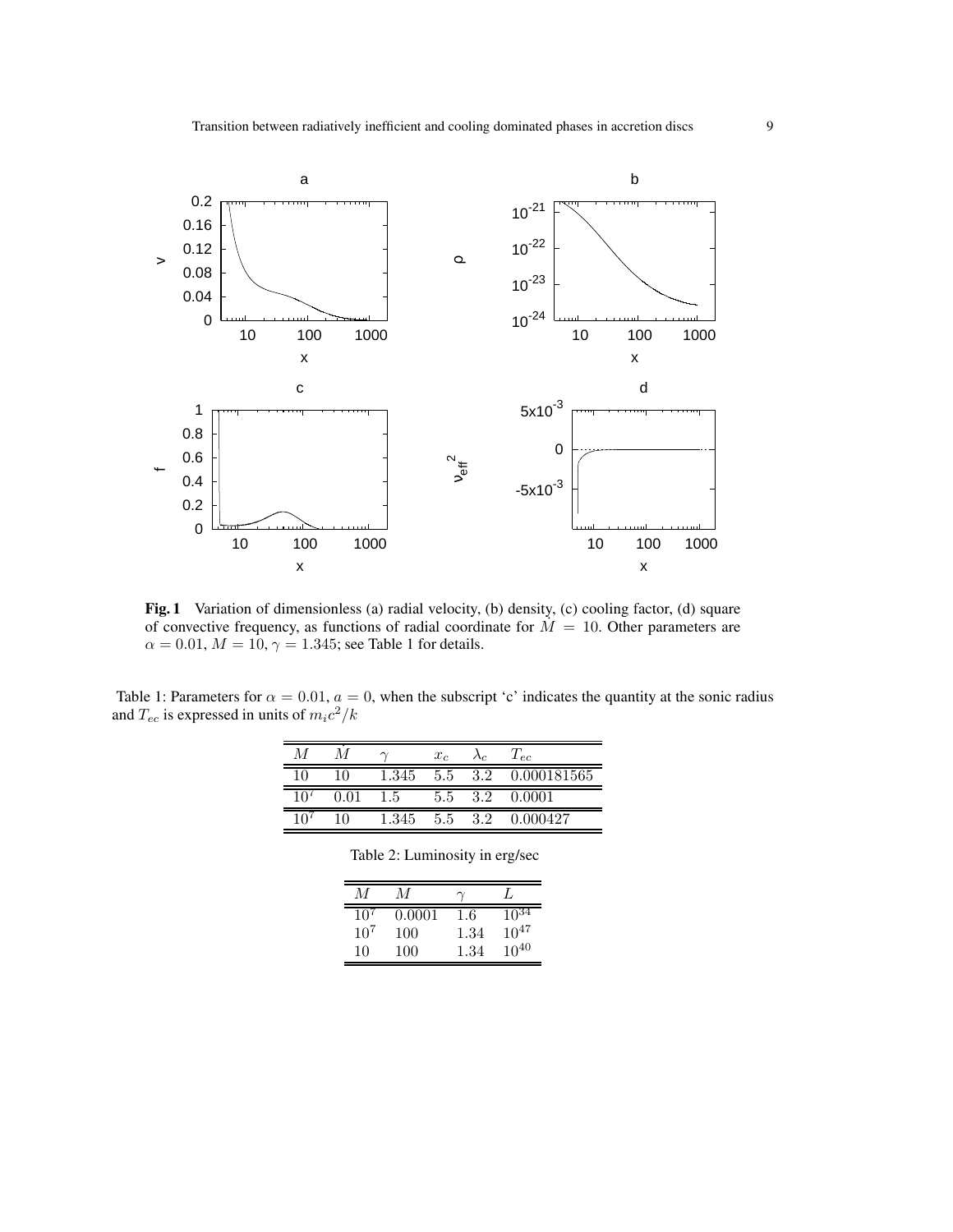**Fig. 1** Variation of dimensionless (a) radial velocity, (b) density, (c) cooling factor, (d) square of convective frequency, as functions of radial coordinate for $\dot{M} = 10$. Other parameters are $\alpha = 0.01$, $M = 10$, $\gamma = 1.345$; see Table 1 for details.

Table 1: Parameters for $\alpha = 0.01$, $a = 0$, when the subscript 'c' indicates the quantity at the sonic radius and $T_{ec}$ is expressed in units of $m_i c^2/k$

| $M$ | $\dot{M}$ | $\gamma$ | $x_c$ | $\lambda_c$ | $T_{ec}$ |
|---|---|---|---|---|---|
| 10 | 10 | 1.345 | 5.5 | 3.2 | 0.000181565 |
| $10^7$ | 0.01 | 1.5 | 5.5 | 3.2 | 0.0001 |
| $10^7$ | 10 | 1.345 | 5.5 | 3.2 | 0.000427 |

Table 2: Luminosity in erg/sec

| $M$ | $\dot{M}$ | $\gamma$ | $L$ |
|---|---|---|---|
| $10^7$ | 0.0001 | 1.6 | $10^{34}$ |
| $10^7$ | 100 | 1.34 | $10^{47}$ |
| 10 | 100 | 1.34 | $10^{40}$ |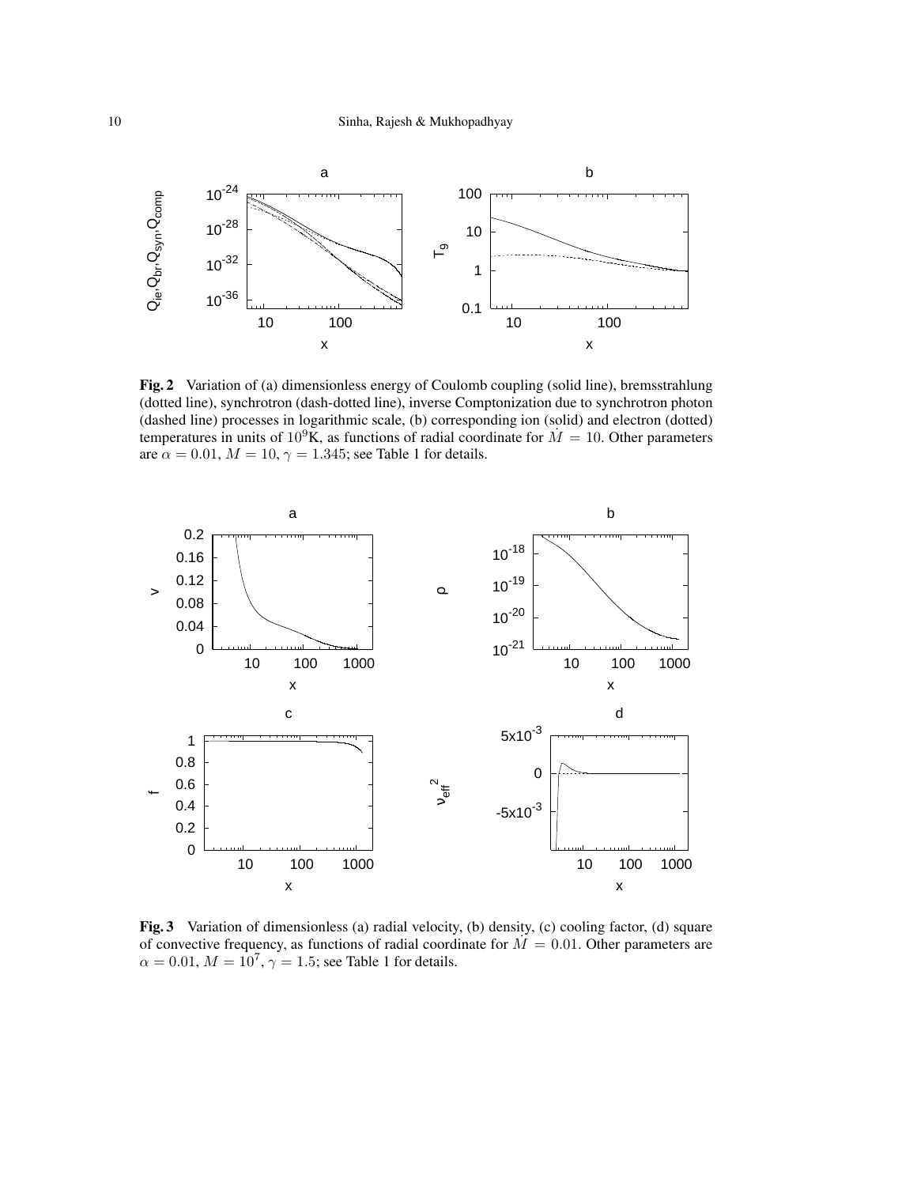a

$Q_{ie}, Q_{br}, Q_{syn}, Q_{comp}$

$10^{-24}$

$10^{-28}$

$10^{-32}$

$10^{-36}$

10

100

x

b

$T_9$

100

10

1

0.1

10

100

x

**Fig. 2** Variation of (a) dimensionless energy of Coulomb coupling (solid line), bremsstrahlung (dotted line), synchrotron (dash-dotted line), inverse Comptonization due to synchrotron photon (dashed line) processes in logarithmic scale, (b) corresponding ion (solid) and electron (dotted) temperatures in units of $10^9$K, as functions of radial coordinate for $\dot{M} = 10$. Other parameters are $\alpha = 0.01$, $M = 10$, $\gamma = 1.345$; see Table 1 for details.

a

v

0.2

0.16

0.12

0.08

0.04

0

10

100

1000

x

b

ρ

$10^{-18}$

$10^{-19}$

$10^{-20}$

$10^{-21}$

10

100

1000

x

c

f

1

0.8

0.6

0.4

0.2

0

10

100

1000

x

d

$\nu_{eff}^2$

$5x10^{-3}$

0

$-5x10^{-3}$

10

100

1000

x

**Fig. 3** Variation of dimensionless (a) radial velocity, (b) density, (c) cooling factor, (d) square of convective frequency, as functions of radial coordinate for $\dot{M} = 0.01$. Other parameters are $\alpha = 0.01$, $M = 10^7$, $\gamma = 1.5$; see Table 1 for details.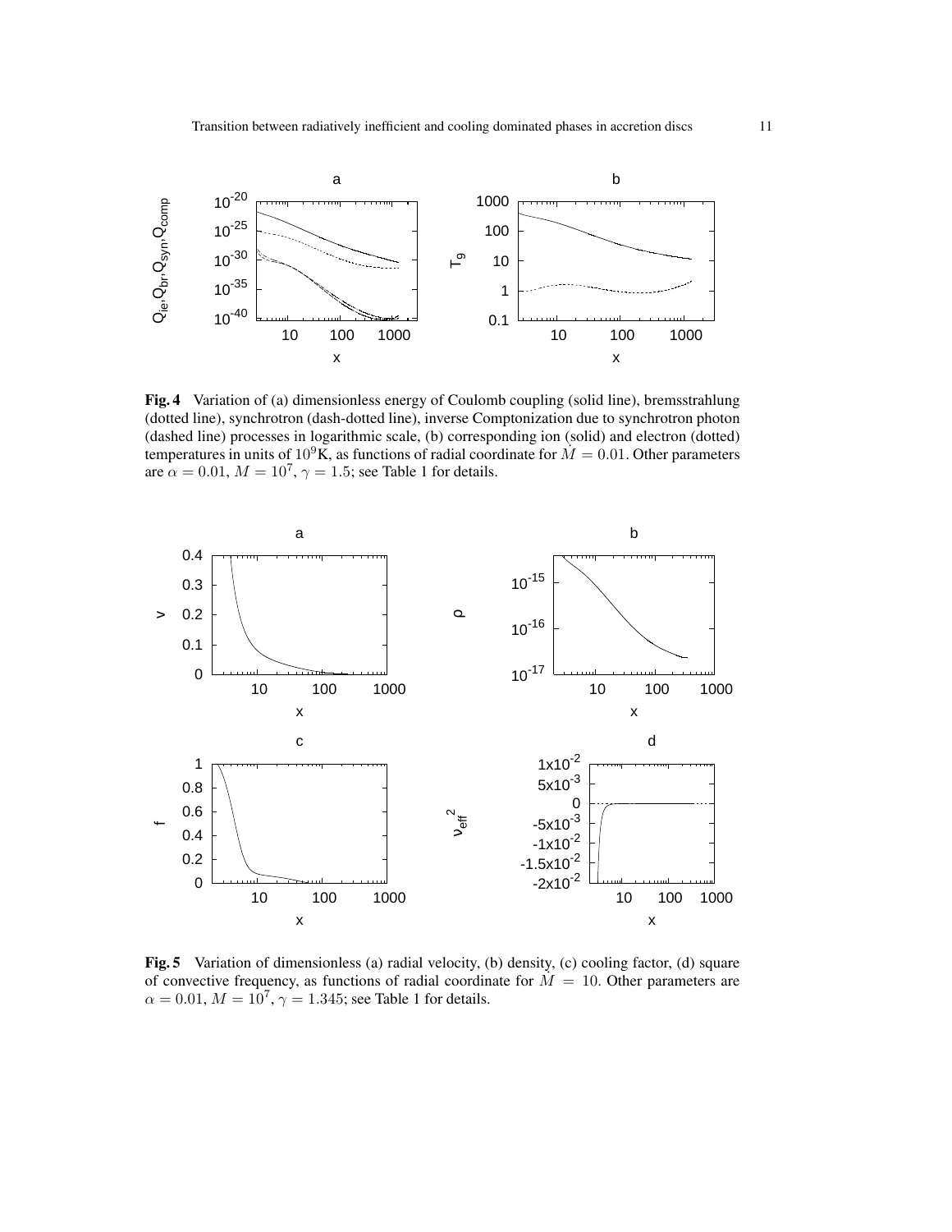a

$Q_{ie}, Q_{br}, Q_{syn}, Q_{comp}$

$10^{-20}$
$10^{-25}$
$10^{-30}$
$10^{-35}$
$10^{-40}$

10
100
1000

x

b

$T_9$

1000
100
10
1
0.1

10
100
1000

x

**Fig. 4** Variation of (a) dimensionless energy of Coulomb coupling (solid line), bremsstrahlung (dotted line), synchrotron (dash-dotted line), inverse Comptonization due to synchrotron photon (dashed line) processes in logarithmic scale, (b) corresponding ion (solid) and electron (dotted) temperatures in units of $10^9$K, as functions of radial coordinate for $\dot{M} = 0.01$. Other parameters are $\alpha = 0.01$, $M = 10^7$, $\gamma = 1.5$; see Table 1 for details.

a

v

0.4
0.3
0.2
0.1
0

10
100
1000

x

b

ρ

$10^{-15}$
$10^{-16}$
$10^{-17}$

10
100
1000

x

c

f

1
0.8
0.6
0.4
0.2
0

10
100
1000

x

d

$\nu_{eff}^2$

$1x10^{-2}$
$5x10^{-3}$
0
$-5x10^{-3}$
$-1x10^{-2}$
$-1.5x10^{-2}$
$-2x10^{-2}$

10
100
1000

x

**Fig. 5** Variation of dimensionless (a) radial velocity, (b) density, (c) cooling factor, (d) square of convective frequency, as functions of radial coordinate for $\dot{M} = 10$. Other parameters are $\alpha = 0.01$, $M = 10^7$, $\gamma = 1.345$; see Table 1 for details.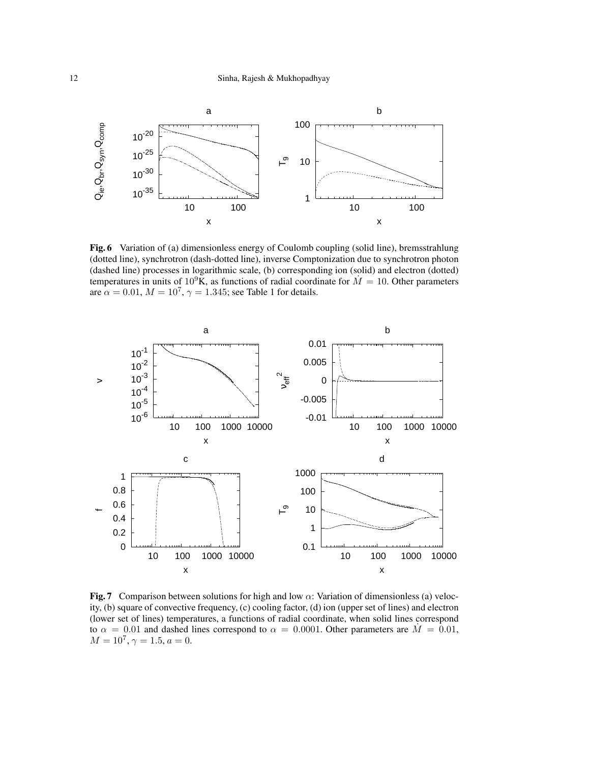**Fig. 6** Variation of (a) dimensionless energy of Coulomb coupling (solid line), bremsstrahlung (dotted line), synchrotron (dash-dotted line), inverse Comptonization due to synchrotron photon (dashed line) processes in logarithmic scale, (b) corresponding ion (solid) and electron (dotted) temperatures in units of $10^9$K, as functions of radial coordinate for $\dot{M} = 10$. Other parameters are $\alpha = 0.01$, $M = 10^7$, $\gamma = 1.345$; see Table 1 for details.

**Fig. 7** Comparison between solutions for high and low $\alpha$: Variation of dimensionless (a) velocity, (b) square of convective frequency, (c) cooling factor, (d) ion (upper set of lines) and electron (lower set of lines) temperatures, a functions of radial coordinate, when solid lines correspond to $\alpha = 0.01$ and dashed lines correspond to $\alpha = 0.0001$. Other parameters are $\dot{M} = 0.01$, $M = 10^7$, $\gamma = 1.5$, $a = 0$.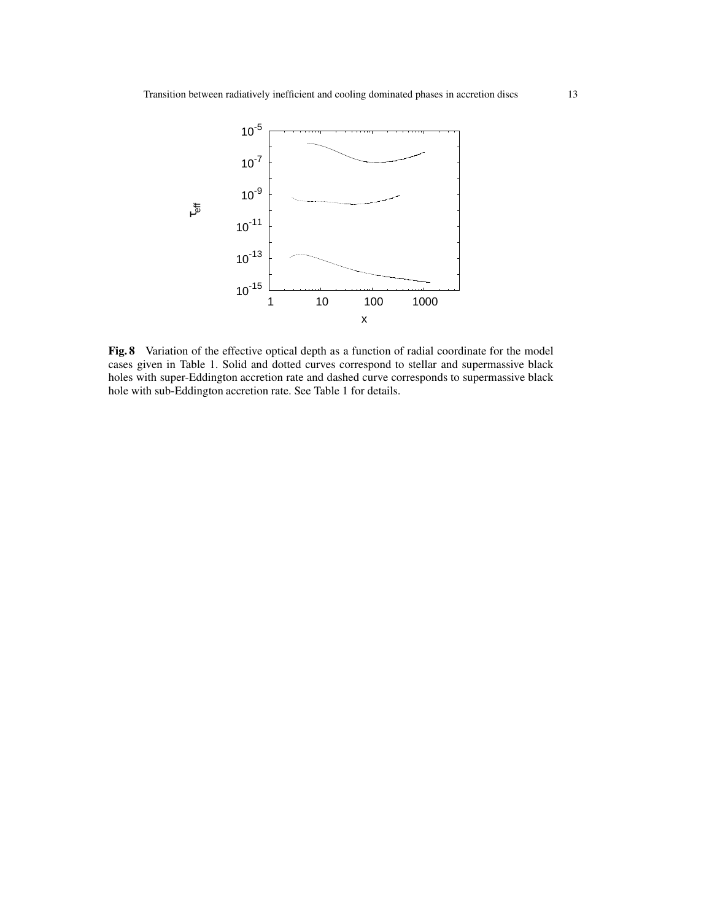$10^{-5}$

$10^{-7}$

$10^{-9}$

$10^{-11}$

$10^{-13}$

$10^{-15}$

$\tau_{eff}$

1 10 100 1000

x

**Fig. 8** Variation of the effective optical depth as a function of radial coordinate for the model cases given in Table 1. Solid and dotted curves correspond to stellar and supermassive black holes with super-Eddington accretion rate and dashed curve corresponds to supermassive black hole with sub-Eddington accretion rate. See Table 1 for details.